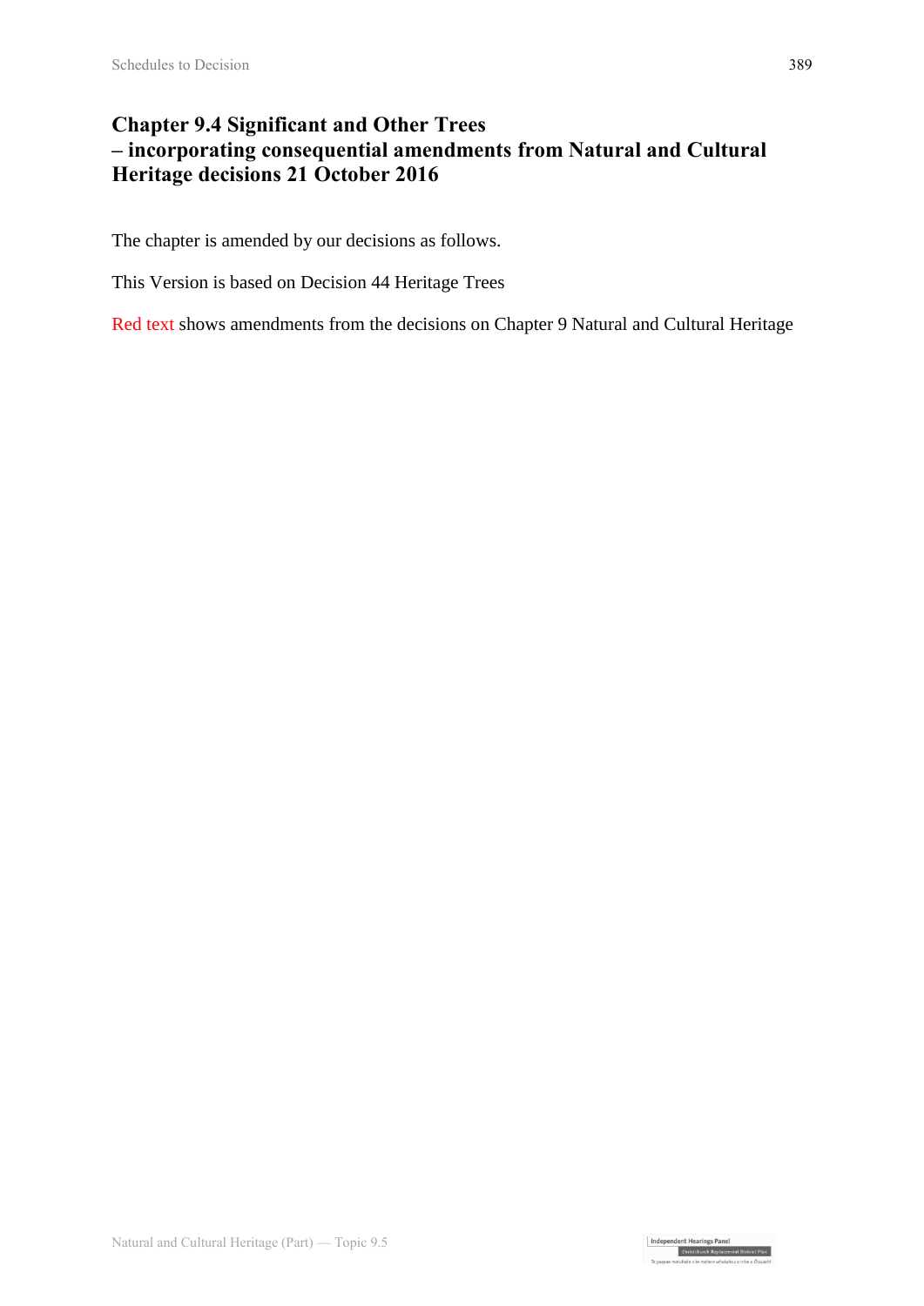# Chapter 9.4 Significant and Other Trees – incorporating consequential amendments from Natural and Cultural Heritage decisions 21 October 2016

The chapter is amended by our decisions as follows.

This Version is based on Decision 44 Heritage Trees

Red text shows amendments from the decisions on Chapter 9 Natural and Cultural Heritage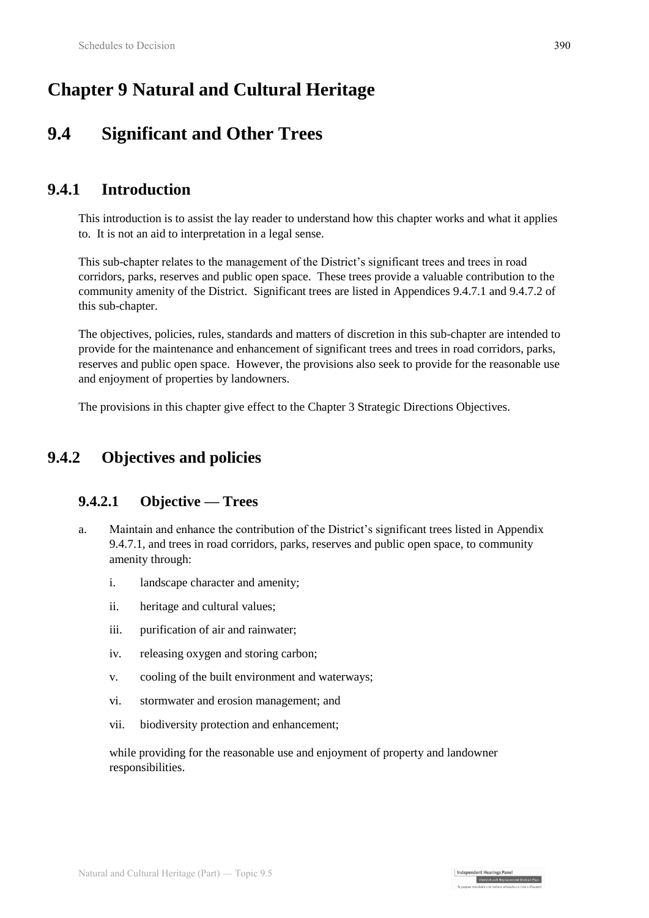# Chapter 9 Natural and Cultural Heritage

# 9.4 Significant and Other Trees

## 9.4.1 Introduction

This introduction is to assist the lay reader to understand how this chapter works and what it applies to. It is not an aid to interpretation in a legal sense.

This sub-chapter relates to the management of the District's significant trees and trees in road corridors, parks, reserves and public open space. These trees provide a valuable contribution to the community amenity of the District. Significant trees are listed in Appendices 9.4.7.1 and 9.4.7.2 of this sub-chapter.

The objectives, policies, rules, standards and matters of discretion in this sub-chapter are intended to provide for the maintenance and enhancement of significant trees and trees in road corridors, parks, reserves and public open space. However, the provisions also seek to provide for the reasonable use and enjoyment of properties by landowners.

The provisions in this chapter give effect to the Chapter 3 Strategic Directions Objectives.

## 9.4.2 Objectives and policies

### 9.4.2.1 Objective — Trees

a. Maintain and enhance the contribution of the District's significant trees listed in Appendix 9.4.7.1, and trees in road corridors, parks, reserves and public open space, to community amenity through:

   i. landscape character and amenity;

   ii. heritage and cultural values;

   iii. purification of air and rainwater;

   iv. releasing oxygen and storing carbon;

   v. cooling of the built environment and waterways;

   vi. stormwater and erosion management; and

   vii. biodiversity protection and enhancement;

   while providing for the reasonable use and enjoyment of property and landowner responsibilities.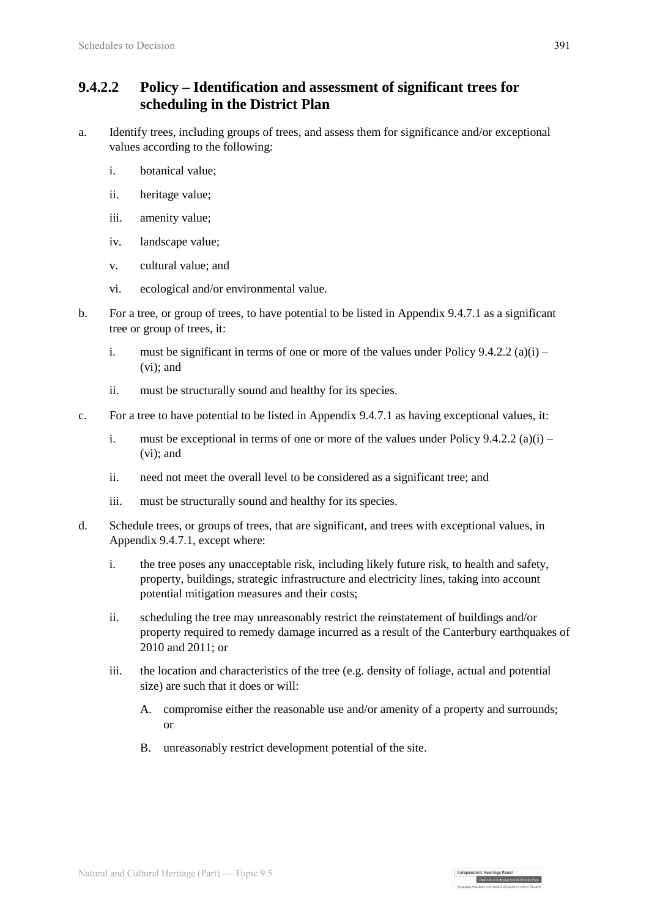### 9.4.2.2 Policy – Identification and assessment of significant trees for scheduling in the District Plan

a. Identify trees, including groups of trees, and assess them for significance and/or exceptional values according to the following:

   i. botanical value;

   ii. heritage value;

   iii. amenity value;

   iv. landscape value;

   v. cultural value; and

   vi. ecological and/or environmental value.

b. For a tree, or group of trees, to have potential to be listed in Appendix 9.4.7.1 as a significant tree or group of trees, it:

   i. must be significant in terms of one or more of the values under Policy 9.4.2.2 (a)(i) – (vi); and

   ii. must be structurally sound and healthy for its species.

c. For a tree to have potential to be listed in Appendix 9.4.7.1 as having exceptional values, it:

   i. must be exceptional in terms of one or more of the values under Policy 9.4.2.2 (a)(i) – (vi); and

   ii. need not meet the overall level to be considered as a significant tree; and

   iii. must be structurally sound and healthy for its species.

d. Schedule trees, or groups of trees, that are significant, and trees with exceptional values, in Appendix 9.4.7.1, except where:

   i. the tree poses any unacceptable risk, including likely future risk, to health and safety, property, buildings, strategic infrastructure and electricity lines, taking into account potential mitigation measures and their costs;

   ii. scheduling the tree may unreasonably restrict the reinstatement of buildings and/or property required to remedy damage incurred as a result of the Canterbury earthquakes of 2010 and 2011; or

   iii. the location and characteristics of the tree (e.g. density of foliage, actual and potential size) are such that it does or will:

      A. compromise either the reasonable use and/or amenity of a property and surrounds; or

      B. unreasonably restrict development potential of the site.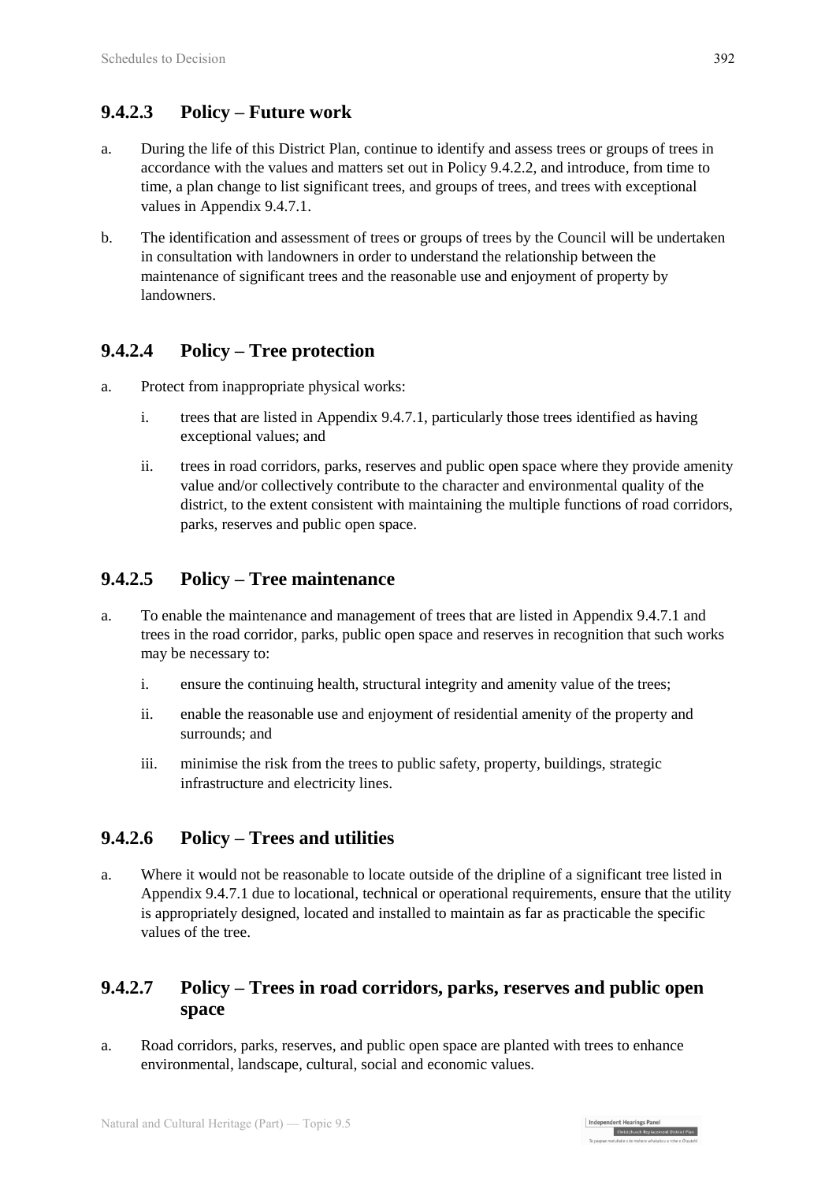### 9.4.2.3 Policy – Future work

a. During the life of this District Plan, continue to identify and assess trees or groups of trees in accordance with the values and matters set out in Policy 9.4.2.2, and introduce, from time to time, a plan change to list significant trees, and groups of trees, and trees with exceptional values in Appendix 9.4.7.1.

b. The identification and assessment of trees or groups of trees by the Council will be undertaken in consultation with landowners in order to understand the relationship between the maintenance of significant trees and the reasonable use and enjoyment of property by landowners.

### 9.4.2.4 Policy – Tree protection

a. Protect from inappropriate physical works:

   i. trees that are listed in Appendix 9.4.7.1, particularly those trees identified as having exceptional values; and

   ii. trees in road corridors, parks, reserves and public open space where they provide amenity value and/or collectively contribute to the character and environmental quality of the district, to the extent consistent with maintaining the multiple functions of road corridors, parks, reserves and public open space.

### 9.4.2.5 Policy – Tree maintenance

a. To enable the maintenance and management of trees that are listed in Appendix 9.4.7.1 and trees in the road corridor, parks, public open space and reserves in recognition that such works may be necessary to:

   i. ensure the continuing health, structural integrity and amenity value of the trees;

   ii. enable the reasonable use and enjoyment of residential amenity of the property and surrounds; and

   iii. minimise the risk from the trees to public safety, property, buildings, strategic infrastructure and electricity lines.

### 9.4.2.6 Policy – Trees and utilities

a. Where it would not be reasonable to locate outside of the dripline of a significant tree listed in Appendix 9.4.7.1 due to locational, technical or operational requirements, ensure that the utility is appropriately designed, located and installed to maintain as far as practicable the specific values of the tree.

### 9.4.2.7 Policy – Trees in road corridors, parks, reserves and public open space

a. Road corridors, parks, reserves, and public open space are planted with trees to enhance environmental, landscape, cultural, social and economic values.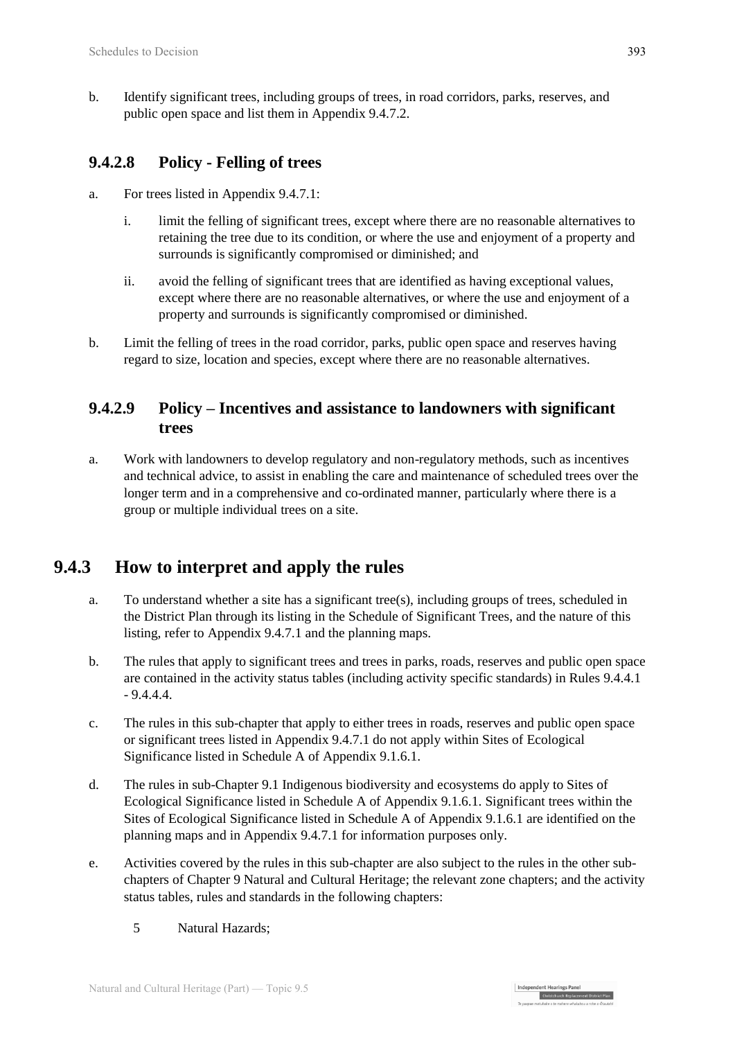b. Identify significant trees, including groups of trees, in road corridors, parks, reserves, and public open space and list them in Appendix 9.4.7.2.

### 9.4.2.8 Policy - Felling of trees

a. For trees listed in Appendix 9.4.7.1:

   i. limit the felling of significant trees, except where there are no reasonable alternatives to retaining the tree due to its condition, or where the use and enjoyment of a property and surrounds is significantly compromised or diminished; and

   ii. avoid the felling of significant trees that are identified as having exceptional values, except where there are no reasonable alternatives, or where the use and enjoyment of a property and surrounds is significantly compromised or diminished.

b. Limit the felling of trees in the road corridor, parks, public open space and reserves having regard to size, location and species, except where there are no reasonable alternatives.

### 9.4.2.9 Policy – Incentives and assistance to landowners with significant trees

a. Work with landowners to develop regulatory and non-regulatory methods, such as incentives and technical advice, to assist in enabling the care and maintenance of scheduled trees over the longer term and in a comprehensive and co-ordinated manner, particularly where there is a group or multiple individual trees on a site.

## 9.4.3 How to interpret and apply the rules

a. To understand whether a site has a significant tree(s), including groups of trees, scheduled in the District Plan through its listing in the Schedule of Significant Trees, and the nature of this listing, refer to Appendix 9.4.7.1 and the planning maps.

b. The rules that apply to significant trees and trees in parks, roads, reserves and public open space are contained in the activity status tables (including activity specific standards) in Rules 9.4.4.1 - 9.4.4.4.

c. The rules in this sub-chapter that apply to either trees in roads, reserves and public open space or significant trees listed in Appendix 9.4.7.1 do not apply within Sites of Ecological Significance listed in Schedule A of Appendix 9.1.6.1.

d. The rules in sub-Chapter 9.1 Indigenous biodiversity and ecosystems do apply to Sites of Ecological Significance listed in Schedule A of Appendix 9.1.6.1. Significant trees within the Sites of Ecological Significance listed in Schedule A of Appendix 9.1.6.1 are identified on the planning maps and in Appendix 9.4.7.1 for information purposes only.

e. Activities covered by the rules in this sub-chapter are also subject to the rules in the other sub-chapters of Chapter 9 Natural and Cultural Heritage; the relevant zone chapters; and the activity status tables, rules and standards in the following chapters:

   5 Natural Hazards;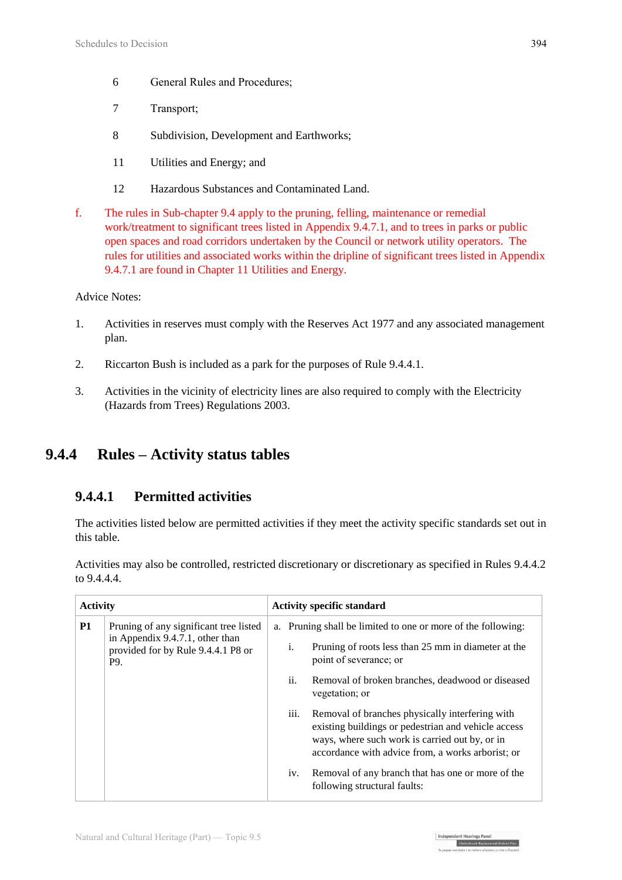6 General Rules and Procedures;

7 Transport;

8 Subdivision, Development and Earthworks;

11 Utilities and Energy; and

12 Hazardous Substances and Contaminated Land.

f. The rules in Sub-chapter 9.4 apply to the pruning, felling, maintenance or remedial work/treatment to significant trees listed in Appendix 9.4.7.1, and to trees in parks or public open spaces and road corridors undertaken by the Council or network utility operators. The rules for utilities and associated works within the dripline of significant trees listed in Appendix 9.4.7.1 are found in Chapter 11 Utilities and Energy.

Advice Notes:

1. Activities in reserves must comply with the Reserves Act 1977 and any associated management plan.

2. Riccarton Bush is included as a park for the purposes of Rule 9.4.4.1.

3. Activities in the vicinity of electricity lines are also required to comply with the Electricity (Hazards from Trees) Regulations 2003.

## 9.4.4 Rules – Activity status tables

### 9.4.4.1 Permitted activities

The activities listed below are permitted activities if they meet the activity specific standards set out in this table.

Activities may also be controlled, restricted discretionary or discretionary as specified in Rules 9.4.4.2 to 9.4.4.4.

| | Activity | Activity specific standard |
|---|---|---|
| **P1** | Pruning of any significant tree listed in Appendix 9.4.7.1, other than provided for by Rule 9.4.4.1 P8 or P9. | a. Pruning shall be limited to one or more of the following:<br>i. Pruning of roots less than 25 mm in diameter at the point of severance; or<br>ii. Removal of broken branches, deadwood or diseased vegetation; or<br>iii. Removal of branches physically interfering with existing buildings or pedestrian and vehicle access ways, where such work is carried out by, or in accordance with advice from, a works arborist; or<br>iv. Removal of any branch that has one or more of the following structural faults: |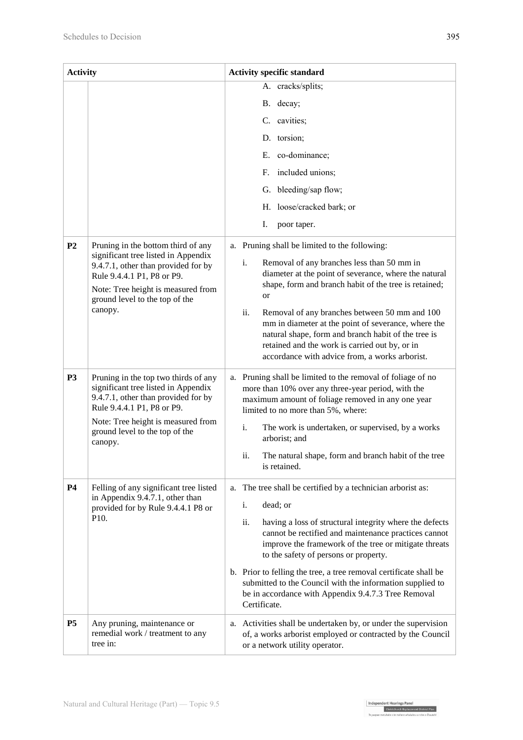| Activity | | Activity specific standard |
|---|---|---|
| | | A. cracks/splits;<br>B. decay;<br>C. cavities;<br>D. torsion;<br>E. co-dominance;<br>F. included unions;<br>G. bleeding/sap flow;<br>H. loose/cracked bark; or<br>I. poor taper. |
| **P2** | Pruning in the bottom third of any significant tree listed in Appendix 9.4.7.1, other than provided for by Rule 9.4.4.1 P1, P8 or P9.<br>Note: Tree height is measured from ground level to the top of the canopy. | a. Pruning shall be limited to the following:<br>i. Removal of any branches less than 50 mm in diameter at the point of severance, where the natural shape, form and branch habit of the tree is retained; or<br>ii. Removal of any branches between 50 mm and 100 mm in diameter at the point of severance, where the natural shape, form and branch habit of the tree is retained and the work is carried out by, or in accordance with advice from, a works arborist. |
| **P3** | Pruning in the top two thirds of any significant tree listed in Appendix 9.4.7.1, other than provided for by Rule 9.4.4.1 P1, P8 or P9.<br>Note: Tree height is measured from ground level to the top of the canopy. | a. Pruning shall be limited to the removal of foliage of no more than 10% over any three-year period, with the maximum amount of foliage removed in any one year limited to no more than 5%, where:<br>i. The work is undertaken, or supervised, by a works arborist; and<br>ii. The natural shape, form and branch habit of the tree is retained. |
| **P4** | Felling of any significant tree listed in Appendix 9.4.7.1, other than provided for by Rule 9.4.4.1 P8 or P10. | a. The tree shall be certified by a technician arborist as:<br>i. dead; or<br>ii. having a loss of structural integrity where the defects cannot be rectified and maintenance practices cannot improve the framework of the tree or mitigate threats to the safety of persons or property.<br>b. Prior to felling the tree, a tree removal certificate shall be submitted to the Council with the information supplied to be in accordance with Appendix 9.4.7.3 Tree Removal Certificate. |
| **P5** | Any pruning, maintenance or remedial work / treatment to any tree in: | a. Activities shall be undertaken by, or under the supervision of, a works arborist employed or contracted by the Council or a network utility operator. |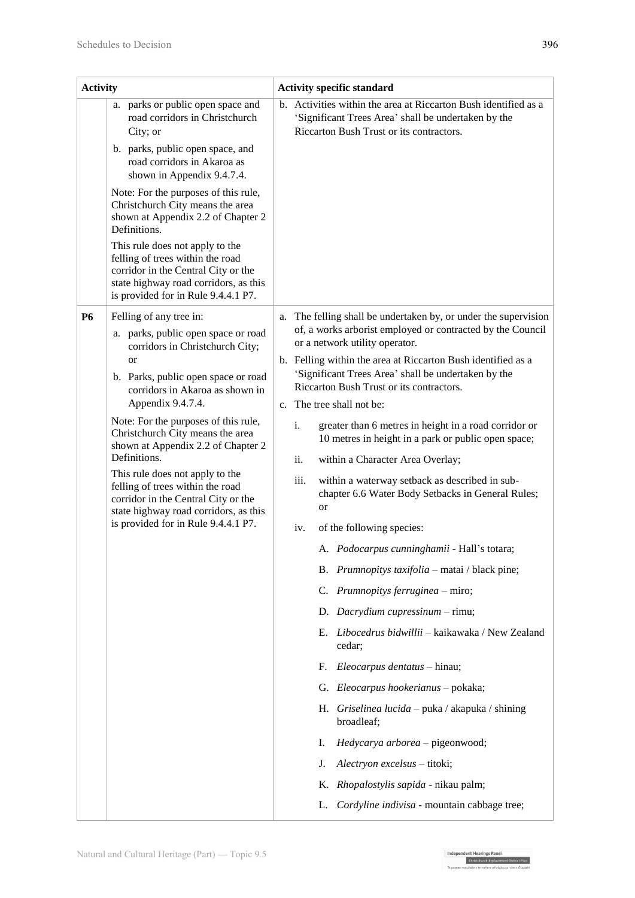| Activity | | Activity specific standard |
| --- | --- | --- |
| | a. parks or public open space and road corridors in Christchurch City; or<br>b. parks, public open space, and road corridors in Akaroa as shown in Appendix 9.4.7.4.<br>Note: For the purposes of this rule, Christchurch City means the area shown at Appendix 2.2 of Chapter 2 Definitions.<br>This rule does not apply to the felling of trees within the road corridor in the Central City or the state highway road corridors, as this is provided for in Rule 9.4.4.1 P7. | b. Activities within the area at Riccarton Bush identified as a 'Significant Trees Area' shall be undertaken by the Riccarton Bush Trust or its contractors. |
| **P6** | Felling of any tree in:<br>a. parks, public open space or road corridors in Christchurch City; or<br>b. Parks, public open space or road corridors in Akaroa as shown in Appendix 9.4.7.4.<br>Note: For the purposes of this rule, Christchurch City means the area shown at Appendix 2.2 of Chapter 2 Definitions.<br>This rule does not apply to the felling of trees within the road corridor in the Central City or the state highway road corridors, as this is provided for in Rule 9.4.4.1 P7. | a. The felling shall be undertaken by, or under the supervision of, a works arborist employed or contracted by the Council or a network utility operator.<br>b. Felling within the area at Riccarton Bush identified as a 'Significant Trees Area' shall be undertaken by the Riccarton Bush Trust or its contractors.<br>c. The tree shall not be:<br>i. greater than 6 metres in height in a road corridor or 10 metres in height in a park or public open space;<br>ii. within a Character Area Overlay;<br>iii. within a waterway setback as described in sub-chapter 6.6 Water Body Setbacks in General Rules; or<br>iv. of the following species:<br>A. *Podocarpus cunninghamii* - Hall's totara;<br>B. *Prumnopitys taxifolia* – matai / black pine;<br>C. *Prumnopitys ferruginea* – miro;<br>D. *Dacrydium cupressinum* – rimu;<br>E. *Libocedrus bidwillii* – kaikawaka / New Zealand cedar;<br>F. *Eleocarpus dentatus* – hinau;<br>G. *Eleocarpus hookerianus* – pokaka;<br>H. *Griselinea lucida* – puka / akapuka / shining broadleaf;<br>I. *Hedycarya arborea* – pigeonwood;<br>J. *Alectryon excelsus* – titoki;<br>K. *Rhopalostylis sapida* - nikau palm;<br>L. *Cordyline indivisa* - mountain cabbage tree; |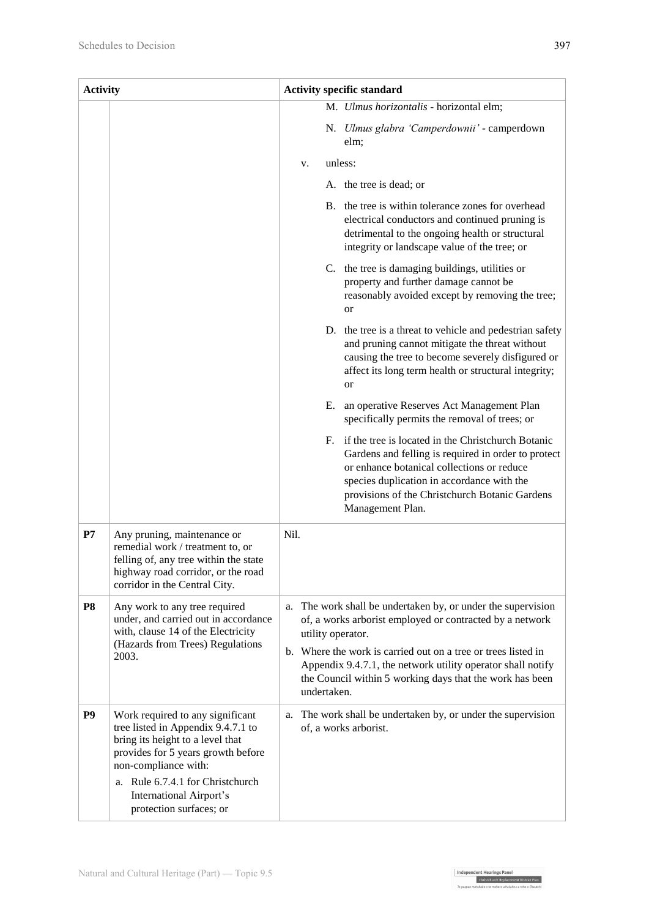| Activity | | Activity specific standard |
|---|---|---|
| | | M. *Ulmus horizontalis* - horizontal elm;<br><br>N. *Ulmus glabra 'Camperdownii'* - camperdown elm;<br><br>v. unless:<br><br>A. the tree is dead; or<br><br>B. the tree is within tolerance zones for overhead electrical conductors and continued pruning is detrimental to the ongoing health or structural integrity or landscape value of the tree; or<br><br>C. the tree is damaging buildings, utilities or property and further damage cannot be reasonably avoided except by removing the tree; or<br><br>D. the tree is a threat to vehicle and pedestrian safety and pruning cannot mitigate the threat without causing the tree to become severely disfigured or affect its long term health or structural integrity; or<br><br>E. an operative Reserves Act Management Plan specifically permits the removal of trees; or<br><br>F. if the tree is located in the Christchurch Botanic Gardens and felling is required in order to protect or enhance botanical collections or reduce species duplication in accordance with the provisions of the Christchurch Botanic Gardens Management Plan. |
| **P7** | Any pruning, maintenance or remedial work / treatment to, or felling of, any tree within the state highway road corridor, or the road corridor in the Central City. | Nil. |
| **P8** | Any work to any tree required under, and carried out in accordance with, clause 14 of the Electricity (Hazards from Trees) Regulations 2003. | a. The work shall be undertaken by, or under the supervision of, a works arborist employed or contracted by a network utility operator.<br><br>b. Where the work is carried out on a tree or trees listed in Appendix 9.4.7.1, the network utility operator shall notify the Council within 5 working days that the work has been undertaken. |
| **P9** | Work required to any significant tree listed in Appendix 9.4.7.1 to bring its height to a level that provides for 5 years growth before non-compliance with:<br><br>a. Rule 6.7.4.1 for Christchurch International Airport's protection surfaces; or | a. The work shall be undertaken by, or under the supervision of, a works arborist. |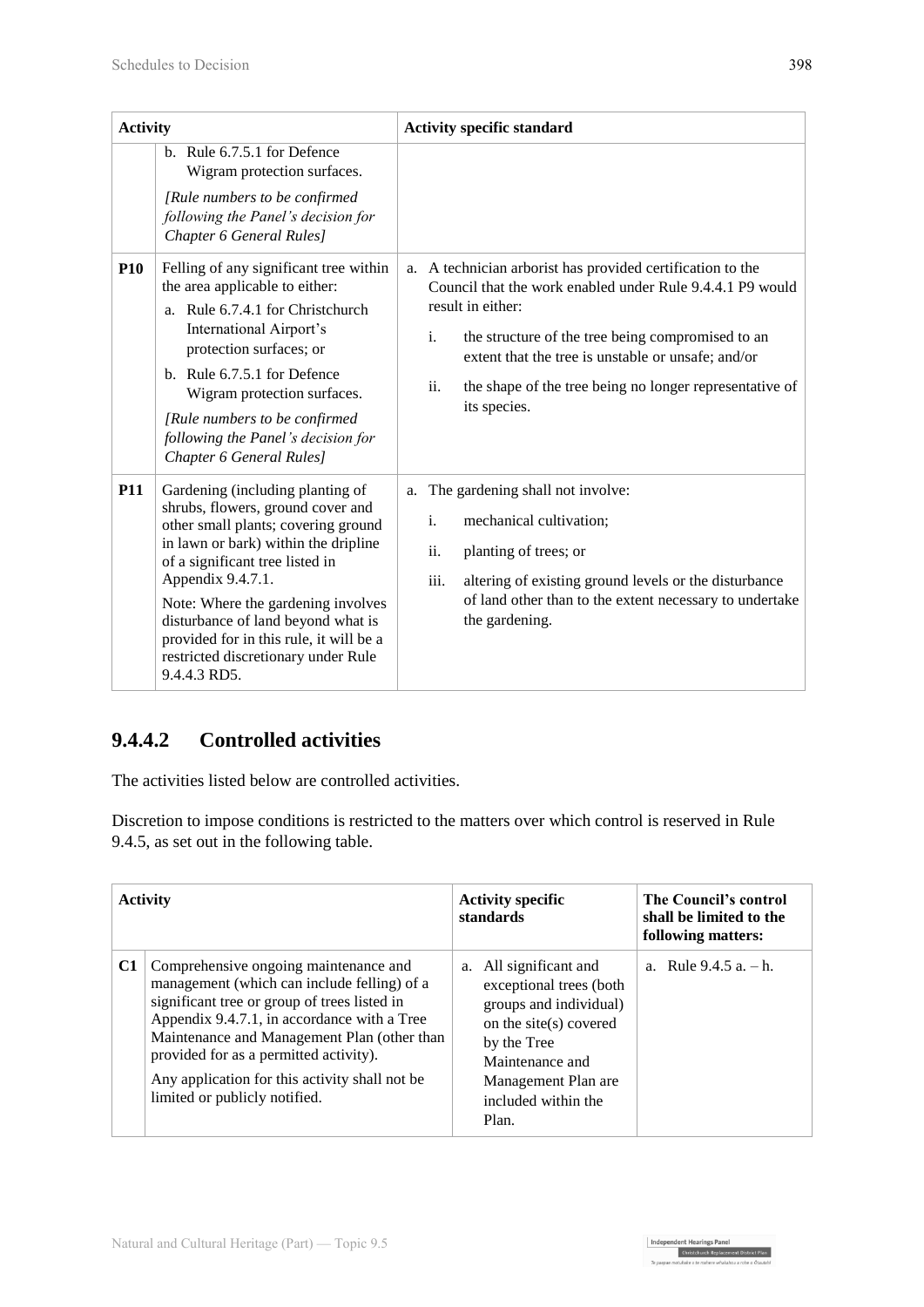| Activity | | Activity specific standard |
|---|---|---|
| | b. Rule 6.7.5.1 for Defence Wigram protection surfaces.<br><br>*[Rule numbers to be confirmed following the Panel's decision for Chapter 6 General Rules]* | |
| **P10** | Felling of any significant tree within the area applicable to either:<br>a. Rule 6.7.4.1 for Christchurch International Airport's protection surfaces; or<br>b. Rule 6.7.5.1 for Defence Wigram protection surfaces.<br><br>*[Rule numbers to be confirmed following the Panel's decision for Chapter 6 General Rules]* | a. A technician arborist has provided certification to the Council that the work enabled under Rule 9.4.4.1 P9 would result in either:<br>i. the structure of the tree being compromised to an extent that the tree is unstable or unsafe; and/or<br>ii. the shape of the tree being no longer representative of its species. |
| **P11** | Gardening (including planting of shrubs, flowers, ground cover and other small plants; covering ground in lawn or bark) within the dripline of a significant tree listed in Appendix 9.4.7.1.<br><br>Note: Where the gardening involves disturbance of land beyond what is provided for in this rule, it will be a restricted discretionary under Rule 9.4.4.3 RD5. | a. The gardening shall not involve:<br>i. mechanical cultivation;<br>ii. planting of trees; or<br>iii. altering of existing ground levels or the disturbance of land other than to the extent necessary to undertake the gardening. |

## 9.4.4.2 Controlled activities

The activities listed below are controlled activities.

Discretion to impose conditions is restricted to the matters over which control is reserved in Rule 9.4.5, as set out in the following table.

| Activity | | Activity specific standards | The Council's control shall be limited to the following matters: |
|---|---|---|---|
| **C1** | Comprehensive ongoing maintenance and management (which can include felling) of a significant tree or group of trees listed in Appendix 9.4.7.1, in accordance with a Tree Maintenance and Management Plan (other than provided for as a permitted activity).<br><br>Any application for this activity shall not be limited or publicly notified. | a. All significant and exceptional trees (both groups and individual) on the site(s) covered by the Tree Maintenance and Management Plan are included within the Plan. | a. Rule 9.4.5 a. – h. |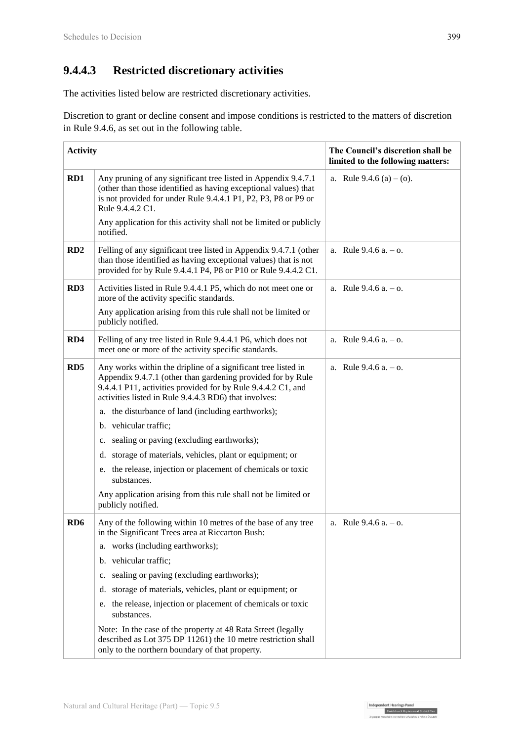### 9.4.4.3 Restricted discretionary activities

The activities listed below are restricted discretionary activities.

Discretion to grant or decline consent and impose conditions is restricted to the matters of discretion in Rule 9.4.6, as set out in the following table.

| Activity | | The Council's discretion shall be limited to the following matters: |
|---|---|---|
| **RD1** | Any pruning of any significant tree listed in Appendix 9.4.7.1 (other than those identified as having exceptional values) that is not provided for under Rule 9.4.4.1 P1, P2, P3, P8 or P9 or Rule 9.4.4.2 C1.<br><br>Any application for this activity shall not be limited or publicly notified. | a. Rule 9.4.6 (a) – (o). |
| **RD2** | Felling of any significant tree listed in Appendix 9.4.7.1 (other than those identified as having exceptional values) that is not provided for by Rule 9.4.4.1 P4, P8 or P10 or Rule 9.4.4.2 C1. | a. Rule 9.4.6 a. – o. |
| **RD3** | Activities listed in Rule 9.4.4.1 P5, which do not meet one or more of the activity specific standards.<br><br>Any application arising from this rule shall not be limited or publicly notified. | a. Rule 9.4.6 a. – o. |
| **RD4** | Felling of any tree listed in Rule 9.4.4.1 P6, which does not meet one or more of the activity specific standards. | a. Rule 9.4.6 a. – o. |
| **RD5** | Any works within the dripline of a significant tree listed in Appendix 9.4.7.1 (other than gardening provided for by Rule 9.4.4.1 P11, activities provided for by Rule 9.4.4.2 C1, and activities listed in Rule 9.4.4.3 RD6) that involves:<br><br>a. the disturbance of land (including earthworks);<br>b. vehicular traffic;<br>c. sealing or paving (excluding earthworks);<br>d. storage of materials, vehicles, plant or equipment; or<br>e. the release, injection or placement of chemicals or toxic substances.<br><br>Any application arising from this rule shall not be limited or publicly notified. | a. Rule 9.4.6 a. – o. |
| **RD6** | Any of the following within 10 metres of the base of any tree in the Significant Trees area at Riccarton Bush:<br><br>a. works (including earthworks);<br>b. vehicular traffic;<br>c. sealing or paving (excluding earthworks);<br>d. storage of materials, vehicles, plant or equipment; or<br>e. the release, injection or placement of chemicals or toxic substances.<br><br>Note: In the case of the property at 48 Rata Street (legally described as Lot 375 DP 11261) the 10 metre restriction shall only to the northern boundary of that property. | a. Rule 9.4.6 a. – o. |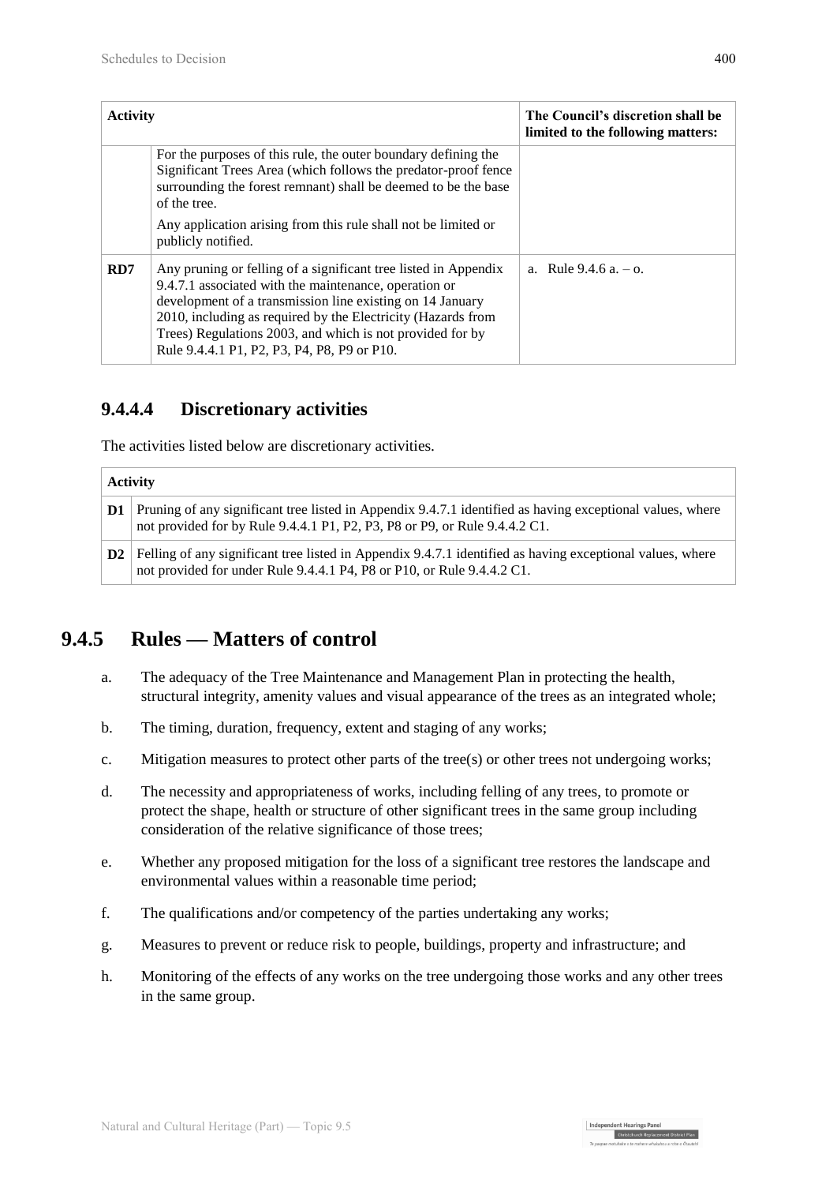| Activity | | The Council's discretion shall be limited to the following matters: |
|---|---|---|
| | For the purposes of this rule, the outer boundary defining the Significant Trees Area (which follows the predator-proof fence surrounding the forest remnant) shall be deemed to be the base of the tree.<br><br>Any application arising from this rule shall not be limited or publicly notified. | |
| **RD7** | Any pruning or felling of a significant tree listed in Appendix 9.4.7.1 associated with the maintenance, operation or development of a transmission line existing on 14 January 2010, including as required by the Electricity (Hazards from Trees) Regulations 2003, and which is not provided for by Rule 9.4.4.1 P1, P2, P3, P4, P8, P9 or P10. | a. Rule 9.4.6 a. – o. |

### 9.4.4.4 Discretionary activities

The activities listed below are discretionary activities.

| Activity | |
|---|---|
| **D1** | Pruning of any significant tree listed in Appendix 9.4.7.1 identified as having exceptional values, where not provided for by Rule 9.4.4.1 P1, P2, P3, P8 or P9, or Rule 9.4.4.2 C1. |
| **D2** | Felling of any significant tree listed in Appendix 9.4.7.1 identified as having exceptional values, where not provided for under Rule 9.4.4.1 P4, P8 or P10, or Rule 9.4.4.2 C1. |

## 9.4.5 Rules — Matters of control

a. The adequacy of the Tree Maintenance and Management Plan in protecting the health, structural integrity, amenity values and visual appearance of the trees as an integrated whole;

b. The timing, duration, frequency, extent and staging of any works;

c. Mitigation measures to protect other parts of the tree(s) or other trees not undergoing works;

d. The necessity and appropriateness of works, including felling of any trees, to promote or protect the shape, health or structure of other significant trees in the same group including consideration of the relative significance of those trees;

e. Whether any proposed mitigation for the loss of a significant tree restores the landscape and environmental values within a reasonable time period;

f. The qualifications and/or competency of the parties undertaking any works;

g. Measures to prevent or reduce risk to people, buildings, property and infrastructure; and

h. Monitoring of the effects of any works on the tree undergoing those works and any other trees in the same group.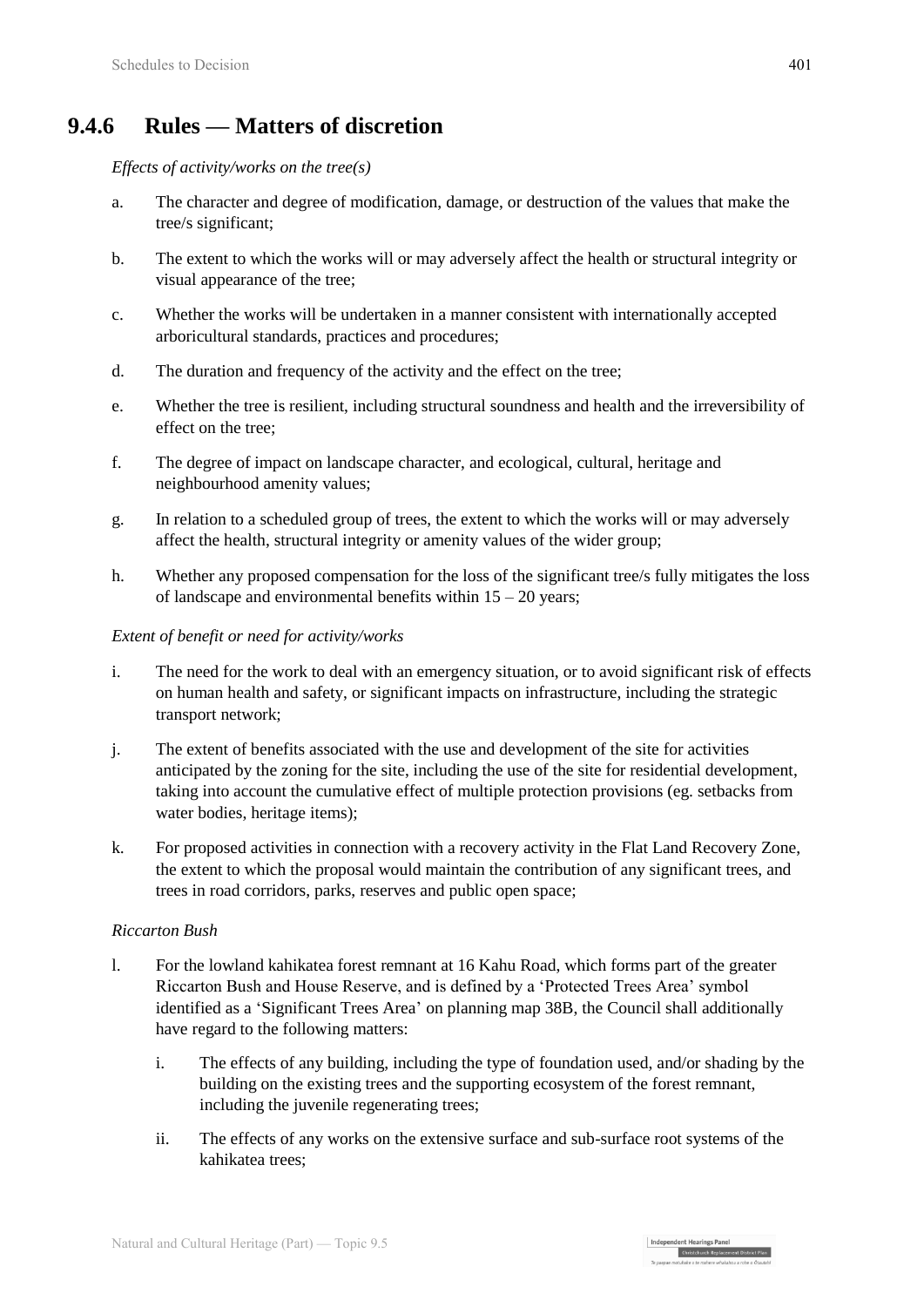## 9.4.6 Rules — Matters of discretion

*Effects of activity/works on the tree(s)*

a. The character and degree of modification, damage, or destruction of the values that make the tree/s significant;

b. The extent to which the works will or may adversely affect the health or structural integrity or visual appearance of the tree;

c. Whether the works will be undertaken in a manner consistent with internationally accepted arboricultural standards, practices and procedures;

d. The duration and frequency of the activity and the effect on the tree;

e. Whether the tree is resilient, including structural soundness and health and the irreversibility of effect on the tree;

f. The degree of impact on landscape character, and ecological, cultural, heritage and neighbourhood amenity values;

g. In relation to a scheduled group of trees, the extent to which the works will or may adversely affect the health, structural integrity or amenity values of the wider group;

h. Whether any proposed compensation for the loss of the significant tree/s fully mitigates the loss of landscape and environmental benefits within 15 – 20 years;

*Extent of benefit or need for activity/works*

i. The need for the work to deal with an emergency situation, or to avoid significant risk of effects on human health and safety, or significant impacts on infrastructure, including the strategic transport network;

j. The extent of benefits associated with the use and development of the site for activities anticipated by the zoning for the site, including the use of the site for residential development, taking into account the cumulative effect of multiple protection provisions (eg. setbacks from water bodies, heritage items);

k. For proposed activities in connection with a recovery activity in the Flat Land Recovery Zone, the extent to which the proposal would maintain the contribution of any significant trees, and trees in road corridors, parks, reserves and public open space;

*Riccarton Bush*

l. For the lowland kahikatea forest remnant at 16 Kahu Road, which forms part of the greater Riccarton Bush and House Reserve, and is defined by a 'Protected Trees Area' symbol identified as a 'Significant Trees Area' on planning map 38B, the Council shall additionally have regard to the following matters:

   i. The effects of any building, including the type of foundation used, and/or shading by the building on the existing trees and the supporting ecosystem of the forest remnant, including the juvenile regenerating trees;

   ii. The effects of any works on the extensive surface and sub-surface root systems of the kahikatea trees;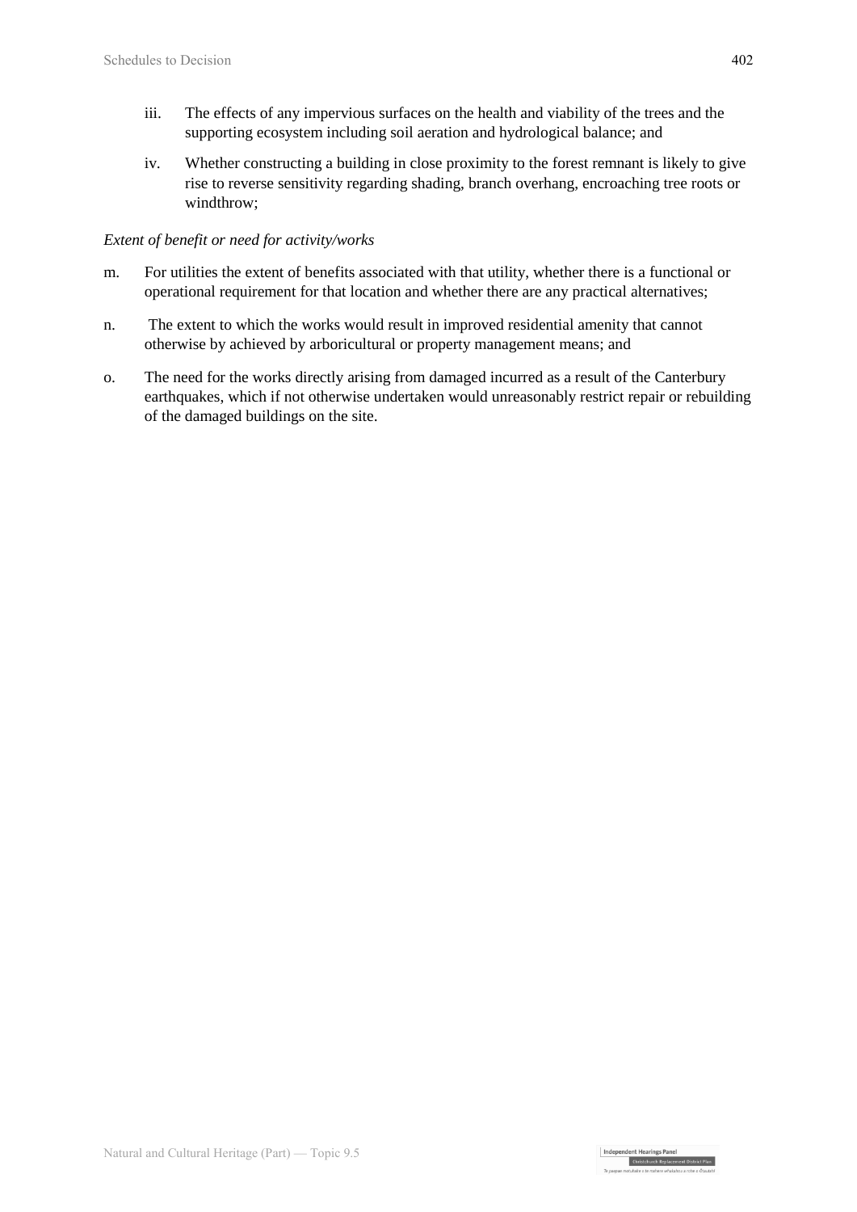iii. The effects of any impervious surfaces on the health and viability of the trees and the supporting ecosystem including soil aeration and hydrological balance; and

iv. Whether constructing a building in close proximity to the forest remnant is likely to give rise to reverse sensitivity regarding shading, branch overhang, encroaching tree roots or windthrow;

*Extent of benefit or need for activity/works*

m. For utilities the extent of benefits associated with that utility, whether there is a functional or operational requirement for that location and whether there are any practical alternatives;

n. The extent to which the works would result in improved residential amenity that cannot otherwise by achieved by arboricultural or property management means; and

o. The need for the works directly arising from damaged incurred as a result of the Canterbury earthquakes, which if not otherwise undertaken would unreasonably restrict repair or rebuilding of the damaged buildings on the site.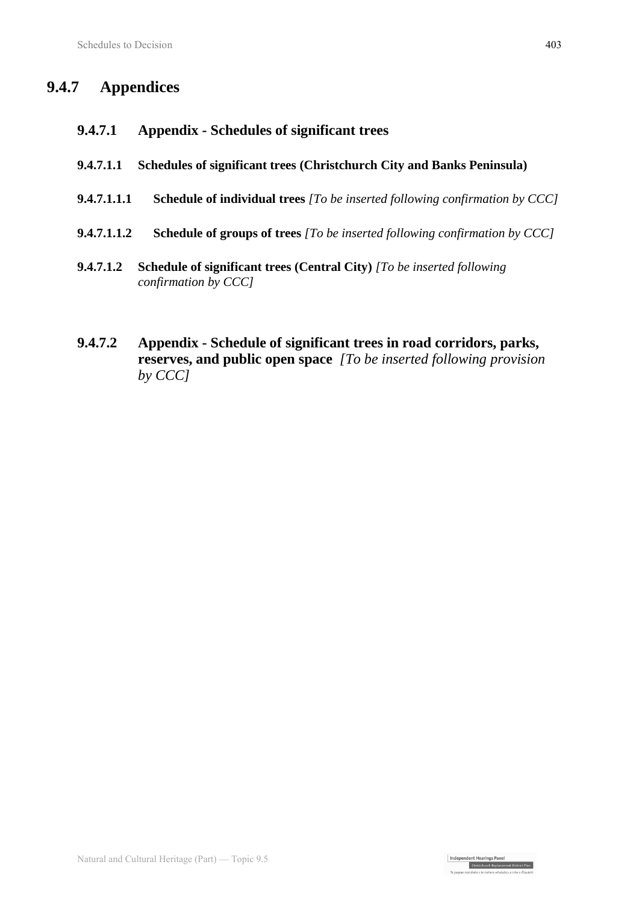# 9.4.7 Appendices

## 9.4.7.1 Appendix - Schedules of significant trees

### 9.4.7.1.1 Schedules of significant trees (Christchurch City and Banks Peninsula)

#### 9.4.7.1.1.1 Schedule of individual trees *[To be inserted following confirmation by CCC]*

#### 9.4.7.1.1.2 Schedule of groups of trees *[To be inserted following confirmation by CCC]*

### 9.4.7.1.2 Schedule of significant trees (Central City) *[To be inserted following confirmation by CCC]*

## 9.4.7.2 Appendix - Schedule of significant trees in road corridors, parks, reserves, and public open space *[To be inserted following provision by CCC]*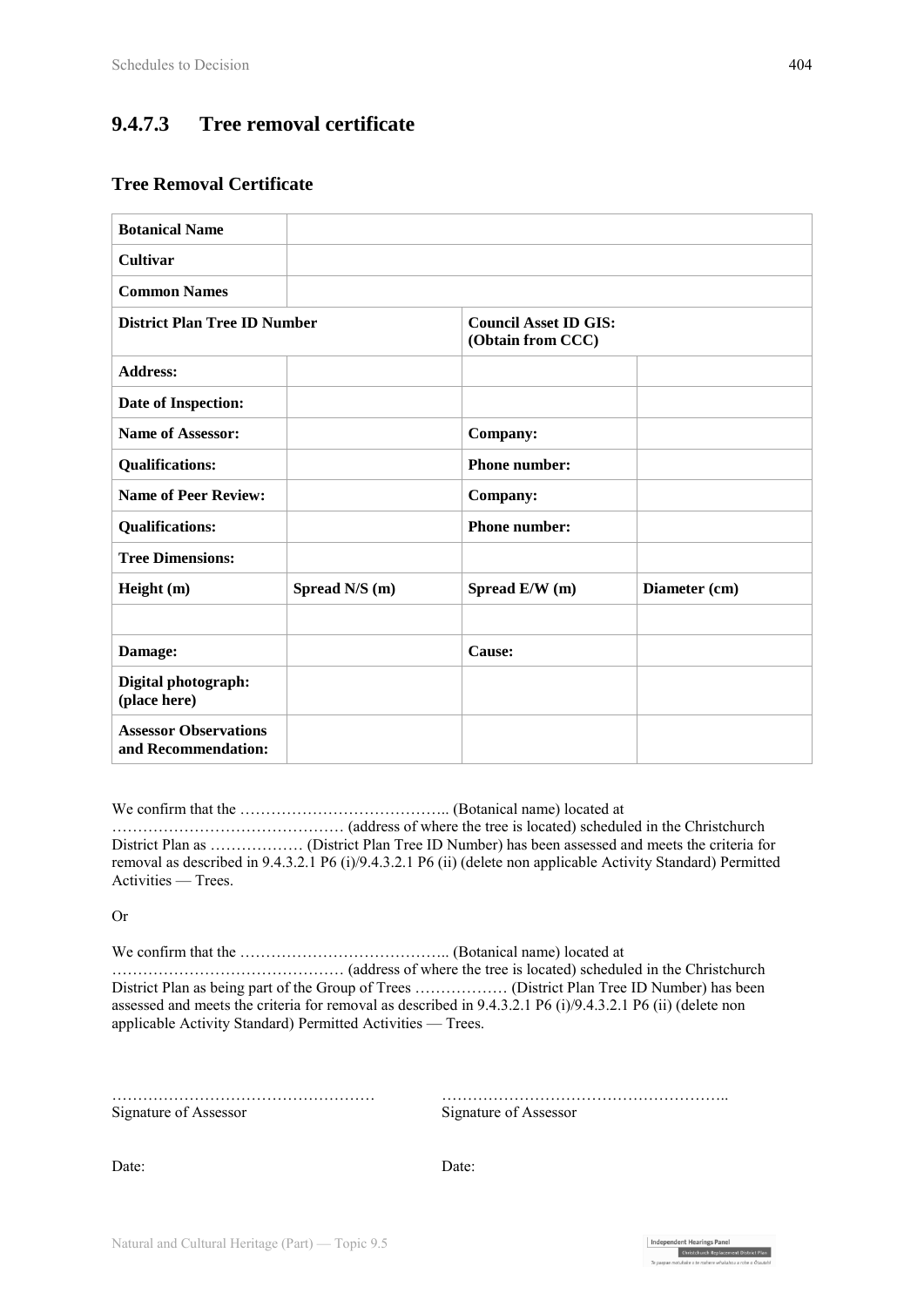## 9.4.7.3 Tree removal certificate

### Tree Removal Certificate

| **Botanical Name** | | | |
|---|---|---|---|
| **Cultivar** | | | |
| **Common Names** | | | |
| **District Plan Tree ID Number** | | **Council Asset ID GIS: (Obtain from CCC)** | |
| **Address:** | | | |
| **Date of Inspection:** | | | |
| **Name of Assessor:** | | **Company:** | |
| **Qualifications:** | | **Phone number:** | |
| **Name of Peer Review:** | | **Company:** | |
| **Qualifications:** | | **Phone number:** | |
| **Tree Dimensions:** | | | |
| **Height (m)** | **Spread N/S (m)** | **Spread E/W (m)** | **Diameter (cm)** |
| | | | |
| **Damage:** | | **Cause:** | |
| **Digital photograph: (place here)** | | | |
| **Assessor Observations and Recommendation:** | | | |

We confirm that the ………………………………….. (Botanical name) located at ……………………………………… (address of where the tree is located) scheduled in the Christchurch District Plan as ……………… (District Plan Tree ID Number) has been assessed and meets the criteria for removal as described in 9.4.3.2.1 P6 (i)/9.4.3.2.1 P6 (ii) (delete non applicable Activity Standard) Permitted Activities — Trees.

Or

We confirm that the ………………………………….. (Botanical name) located at ……………………………………… (address of where the tree is located) scheduled in the Christchurch District Plan as being part of the Group of Trees ……………… (District Plan Tree ID Number) has been assessed and meets the criteria for removal as described in 9.4.3.2.1 P6 (i)/9.4.3.2.1 P6 (ii) (delete non applicable Activity Standard) Permitted Activities — Trees.

…………………………………………… Signature of Assessor

……………………………………………….. Signature of Assessor

Date:

Date: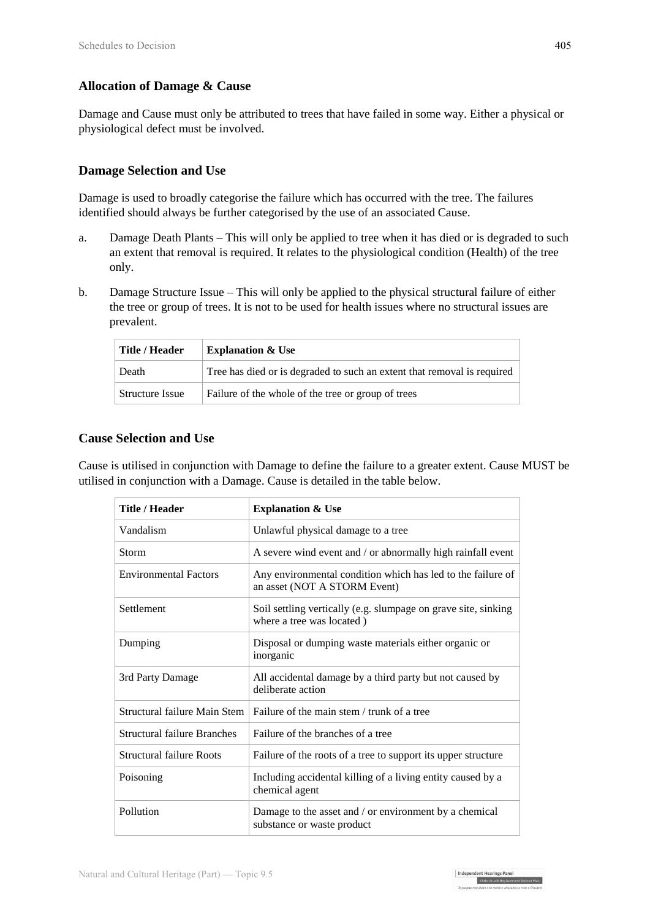### Allocation of Damage & Cause

Damage and Cause must only be attributed to trees that have failed in some way. Either a physical or physiological defect must be involved.

### Damage Selection and Use

Damage is used to broadly categorise the failure which has occurred with the tree. The failures identified should always be further categorised by the use of an associated Cause.

a. Damage Death Plants – This will only be applied to tree when it has died or is degraded to such an extent that removal is required. It relates to the physiological condition (Health) of the tree only.

b. Damage Structure Issue – This will only be applied to the physical structural failure of either the tree or group of trees. It is not to be used for health issues where no structural issues are prevalent.

| Title / Header | Explanation & Use |
|---|---|
| Death | Tree has died or is degraded to such an extent that removal is required |
| Structure Issue | Failure of the whole of the tree or group of trees |

### Cause Selection and Use

Cause is utilised in conjunction with Damage to define the failure to a greater extent. Cause MUST be utilised in conjunction with a Damage. Cause is detailed in the table below.

| Title / Header | Explanation & Use |
|---|---|
| Vandalism | Unlawful physical damage to a tree |
| Storm | A severe wind event and / or abnormally high rainfall event |
| Environmental Factors | Any environmental condition which has led to the failure of an asset (NOT A STORM Event) |
| Settlement | Soil settling vertically (e.g. slumpage on grave site, sinking where a tree was located ) |
| Dumping | Disposal or dumping waste materials either organic or inorganic |
| 3rd Party Damage | All accidental damage by a third party but not caused by deliberate action |
| Structural failure Main Stem | Failure of the main stem / trunk of a tree |
| Structural failure Branches | Failure of the branches of a tree |
| Structural failure Roots | Failure of the roots of a tree to support its upper structure |
| Poisoning | Including accidental killing of a living entity caused by a chemical agent |
| Pollution | Damage to the asset and / or environment by a chemical substance or waste product |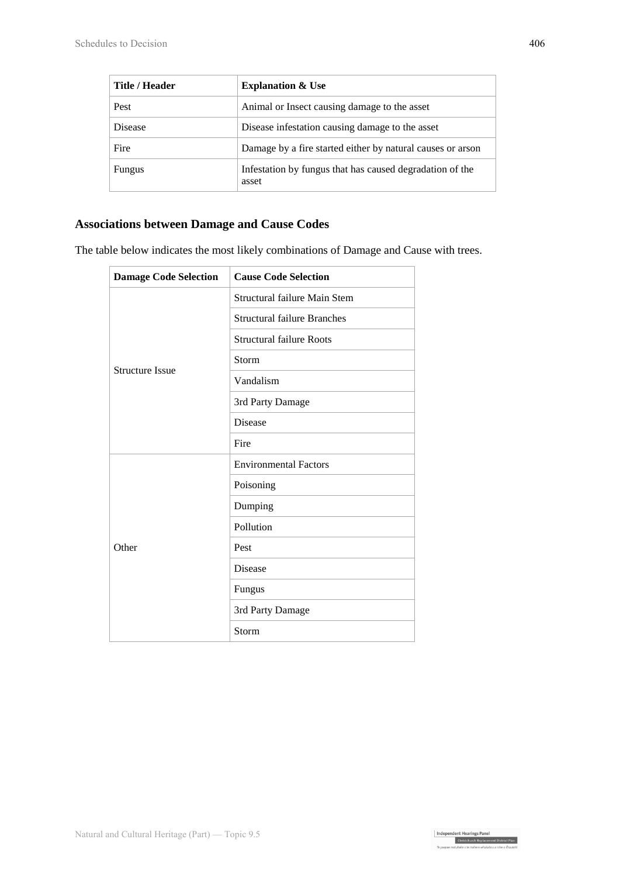| Title / Header | Explanation & Use |
| --- | --- |
| Pest | Animal or Insect causing damage to the asset |
| Disease | Disease infestation causing damage to the asset |
| Fire | Damage by a fire started either by natural causes or arson |
| Fungus | Infestation by fungus that has caused degradation of the asset |

## Associations between Damage and Cause Codes

The table below indicates the most likely combinations of Damage and Cause with trees.

| Damage Code Selection | Cause Code Selection |
| --- | --- |
| Structure Issue | Structural failure Main Stem |
| | Structural failure Branches |
| | Structural failure Roots |
| | Storm |
| | Vandalism |
| | 3rd Party Damage |
| | Disease |
| | Fire |
| Other | Environmental Factors |
| | Poisoning |
| | Dumping |
| | Pollution |
| | Pest |
| | Disease |
| | Fungus |
| | 3rd Party Damage |
| | Storm |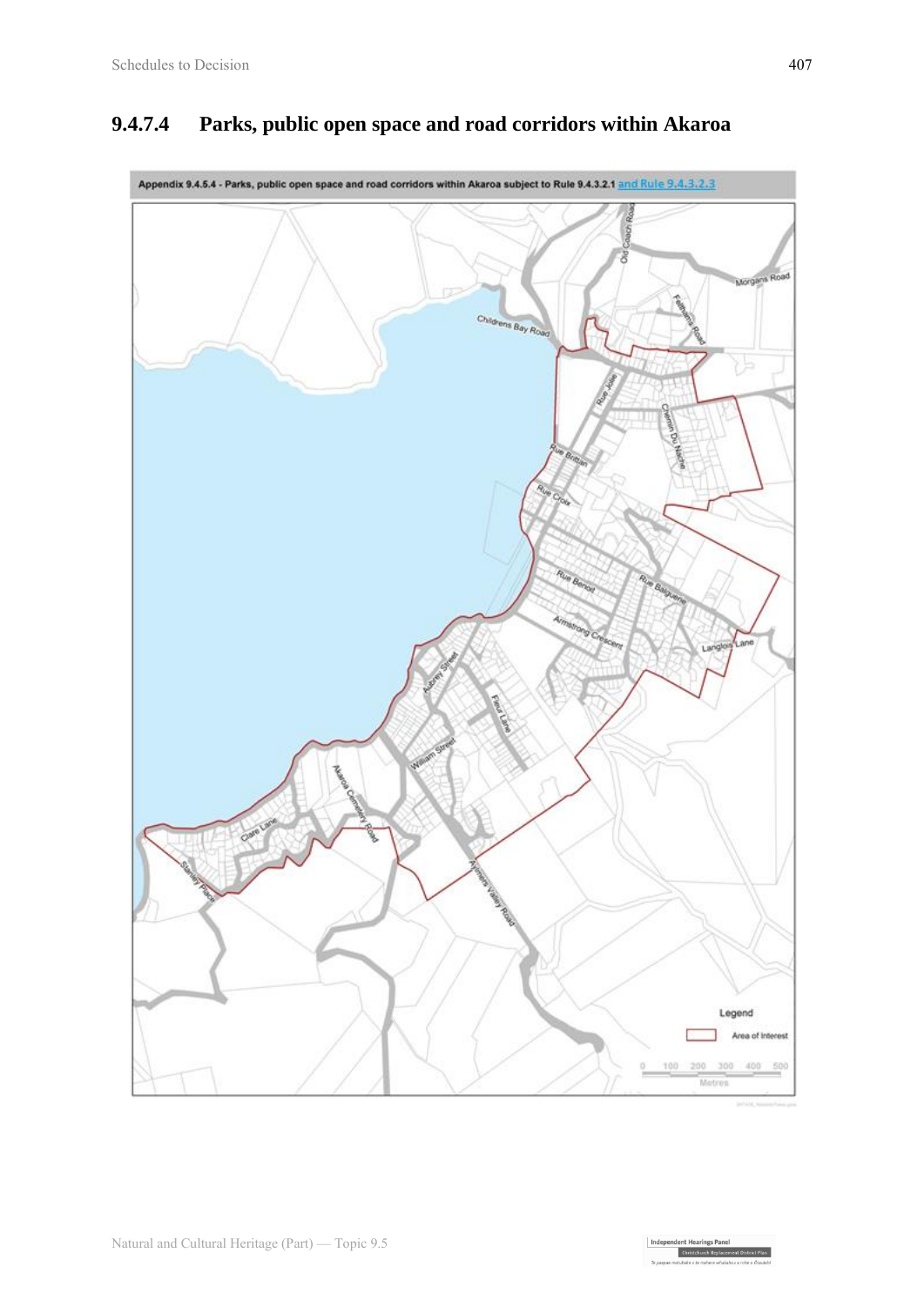## 9.4.7.4 Parks, public open space and road corridors within Akaroa

Appendix 9.4.5.4 - Parks, public open space and road corridors within Akaroa subject to Rule 9.4.3.2.1 and Rule 9.4.3.2.3

Old Coach Road
Morgans Road
Childrens Bay Road
Settlers Road
Rue Jolie
Chemin Du Nache
Rue Brittan
Rue Croix
Rue Benoit
Rue Balguerie
Armstrong Crescent
Rue Lavaud
Aubrey Street
Bruce Terrace
Fleur Lane
Beach Road
William Street
Akaroa Cemetery Road
Onuku Road
Stanley Place
Aylmers Valley Road

Legend
Area of Interest

0 100 200 300 400 500
Metres